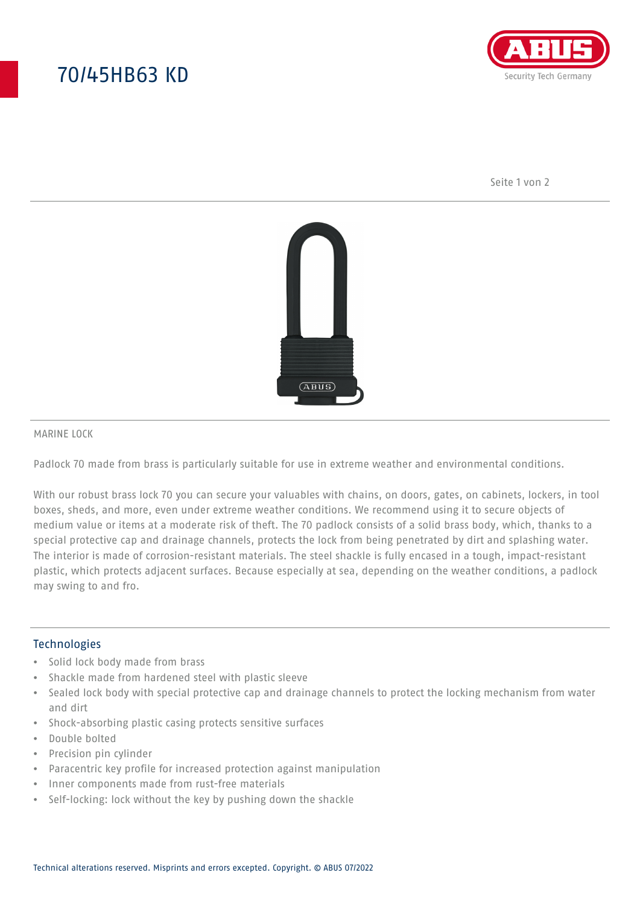# 70/45HB63 KD

MARINE LOCK

Padlock 70 made from brass is particularly suitable for use in extreme weather and environmental conditions.

With our robust brass lock 70 you can secure your valuables with chains, on doors, gates, on cabinets, lockers, in tool boxes, sheds, and more, even under extreme weather conditions. We recommend using it to secure objects of medium value or items at a moderate risk of theft. The 70 padlock consists of a solid brass body, which, thanks to a special protective cap and drainage channels, protects the lock from being penetrated by dirt and splashing water. The interior is made of corrosion-resistant materials. The steel shackle is fully encased in a tough, impact-resistant plastic, which protects adjacent surfaces. Because especially at sea, depending on the weather conditions, a padlock may swing to and fro.

## Technologies

- Solid lock body made from brass
- Shackle made from hardened steel with plastic sleeve
- Sealed lock body with special protective cap and drainage channels to protect the locking mechanism from water and dirt
- Shock-absorbing plastic casing protects sensitive surfaces
- Double bolted
- Precision pin cylinder
- Paracentric key profile for increased protection against manipulation
- Inner components made from rust-free materials
- Self-locking: lock without the key by pushing down the shackle

Technical alterations reserved. Misprints and errors excepted. Copyright. © ABUS 07/2022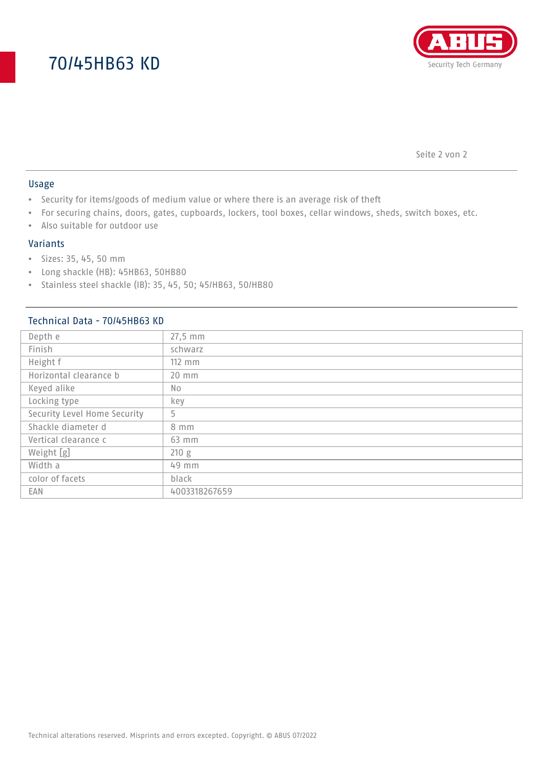# 70/45HB63 KD

## Usage

- Security for items/goods of medium value or where there is an average risk of theft
- For securing chains, doors, gates, cupboards, lockers, tool boxes, cellar windows, sheds, switch boxes, etc.
- Also suitable for outdoor use

## Variants

- Sizes: 35, 45, 50 mm
- Long shackle (HB): 45HB63, 50HB80
- Stainless steel shackle (IB): 35, 45, 50; 45/HB63, 50/HB80

## Technical Data - 70/45HB63 KD

| | |
|---|---|
| Depth e | 27,5 mm |
| Finish | schwarz |
| Height f | 112 mm |
| Horizontal clearance b | 20 mm |
| Keyed alike | No |
| Locking type | key |
| Security Level Home Security | 5 |
| Shackle diameter d | 8 mm |
| Vertical clearance c | 63 mm |
| Weight [g] | 210 g |
| Width a | 49 mm |
| color of facets | black |
| EAN | 4003318267659 |

Technical alterations reserved. Misprints and errors excepted. Copyright. © ABUS 07/2022